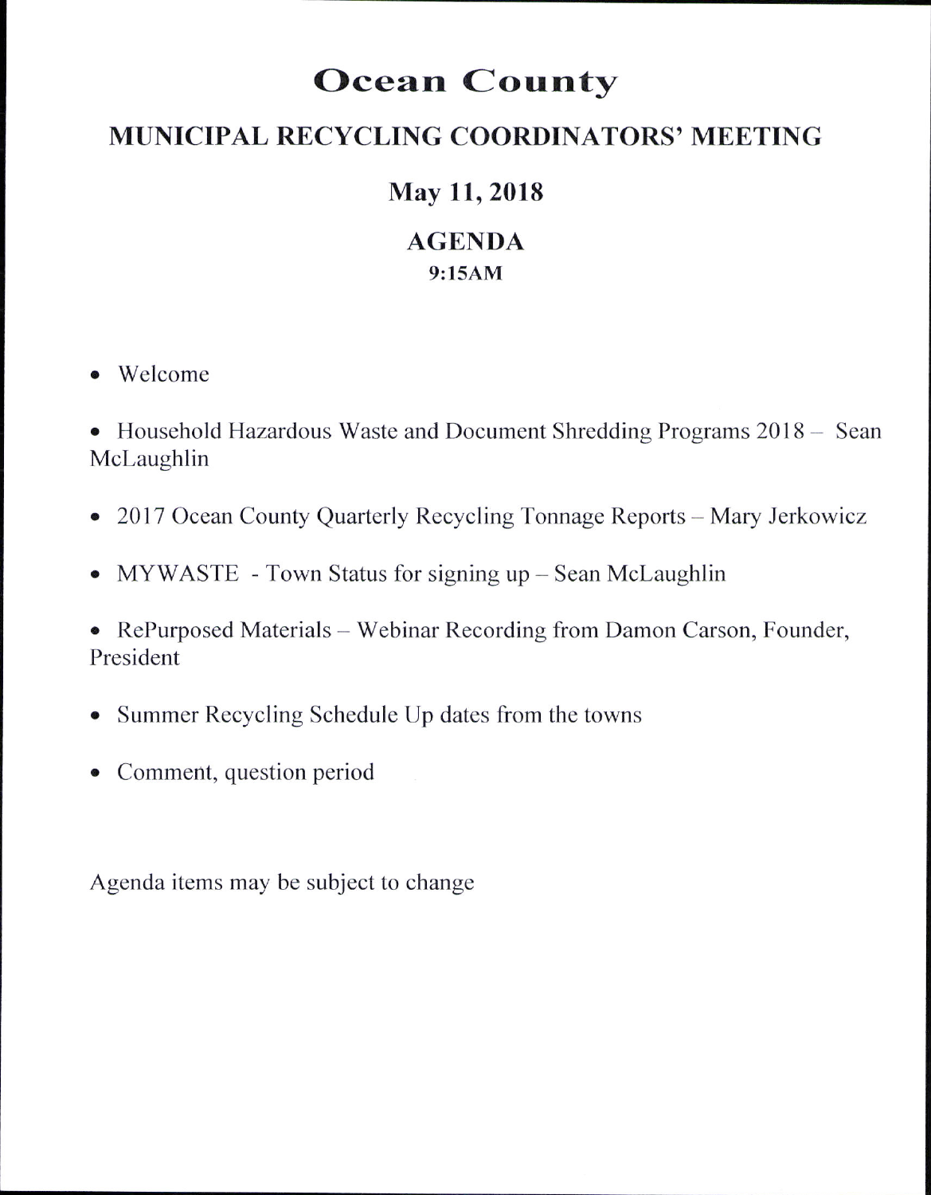# Ocean County

## MUNICIPAL RECYCLING COORDINATORS' MEETING

## May 11, 2018

## AGENDA

### 9:15AM

- Welcome
- Household Hazardous Waste and Document Shredding Programs 2018 – Sean McLaughlin
- 2017 Ocean County Quarterly Recycling Tonnage Reports – Mary Jerkowicz
- MYWASTE - Town Status for signing up – Sean McLaughlin
- RePurposed Materials – Webinar Recording from Damon Carson, Founder, President
- Summer Recycling Schedule Up dates from the towns
- Comment, question period

Agenda items may be subject to change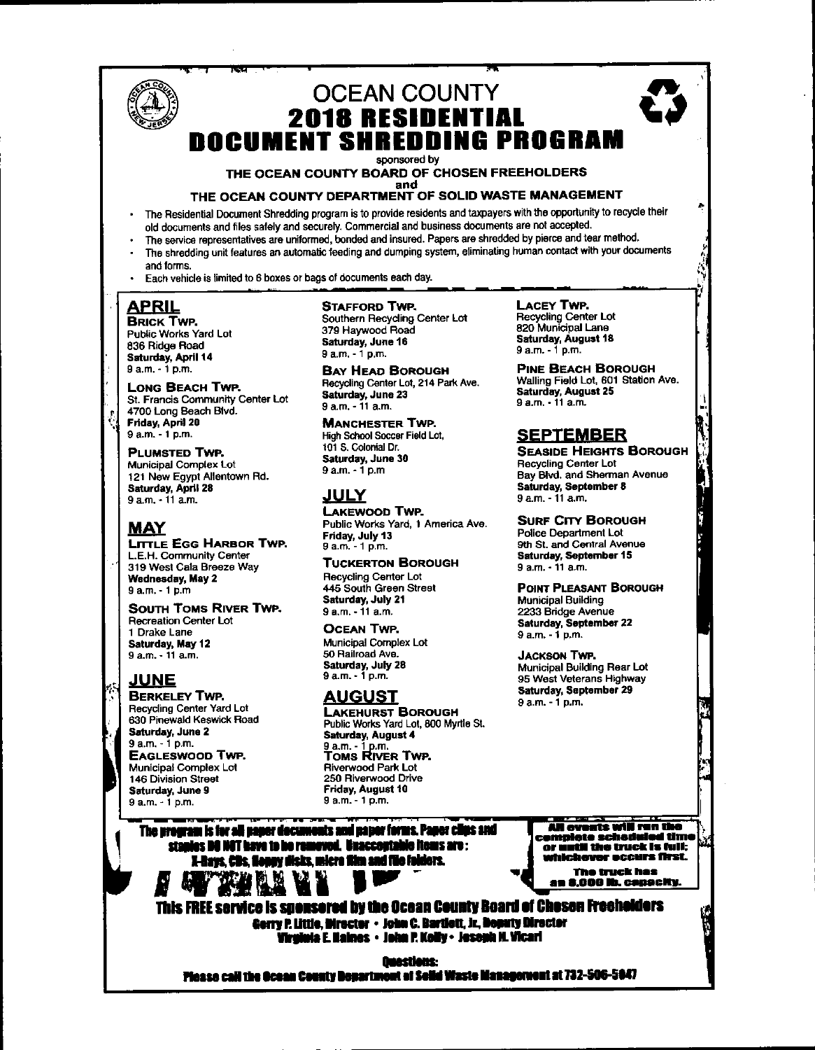# OCEAN COUNTY
# 2018 RESIDENTIAL DOCUMENT SHREDDING PROGRAM

sponsored by

**THE OCEAN COUNTY BOARD OF CHOSEN FREEHOLDERS**
**and**
**THE OCEAN COUNTY DEPARTMENT OF SOLID WASTE MANAGEMENT**

- The Residential Document Shredding program is to provide residents and taxpayers with the opportunity to recycle their old documents and files safely and securely. Commercial and business documents are not accepted.
- The service representatives are uniformed, bonded and insured. Papers are shredded by pierce and tear method.
- The shredding unit features an automatic feeding and dumping system, eliminating human contact with your documents and forms.
- Each vehicle is limited to 6 boxes or bags of documents each day.

## APRIL

**BRICK TWP.**
Public Works Yard Lot
836 Ridge Road
**Saturday, April 14**
9 a.m. - 1 p.m.

**LONG BEACH TWP.**
St. Francis Community Center Lot
4700 Long Beach Blvd.
**Friday, April 20**
9 a.m. - 1 p.m.

**PLUMSTED TWP.**
Municipal Complex Lot
121 New Egypt Allentown Rd.
**Saturday, April 28**
9 a.m. - 11 a.m.

## MAY

**LITTLE EGG HARBOR TWP.**
L.E.H. Community Center
319 West Cala Breeze Way
**Wednesday, May 2**
9 a.m. - 1 p.m

**SOUTH TOMS RIVER TWP.**
Recreation Center Lot
1 Drake Lane
**Saturday, May 12**
9 a.m. - 11 a.m.

## JUNE

**BERKELEY TWP.**
Recycling Center Yard Lot
630 Pinewald Keswick Road
**Saturday, June 2**
9 a.m. - 1 p.m.

**EAGLESWOOD TWP.**
Municipal Complex Lot
146 Division Street
**Saturday, June 9**
9 a.m. - 1 p.m.

**STAFFORD TWP.**
Southern Recycling Center Lot
379 Haywood Road
**Saturday, June 16**
9 a.m. - 1 p.m.

**BAY HEAD BOROUGH**
Recycling Center Lot, 214 Park Ave.
**Saturday, June 23**
9 a.m. - 11 a.m.

**MANCHESTER TWP.**
High School Soccer Field Lot,
101 S. Colonial Dr.
**Saturday, June 30**
9 a.m. - 1 p.m

## JULY

**LAKEWOOD TWP.**
Public Works Yard, 1 America Ave.
**Friday, July 13**
9 a.m. - 1 p.m.

**TUCKERTON BOROUGH**
Recycling Center Lot
445 South Green Street
**Saturday, July 21**
9 a.m. - 11 a.m.

**OCEAN TWP.**
Municipal Complex Lot
50 Railroad Ave.
**Saturday, July 28**
9 a.m. - 1 p.m.

## AUGUST

**LAKEHURST BOROUGH**
Public Works Yard Lot, 800 Myrtle St.
**Saturday, August 4**
9 a.m. - 1 p.m.

**TOMS RIVER TWP.**
Riverwood Park Lot
250 Riverwood Drive
**Friday, August 10**
9 a.m. - 1 p.m.

**LACEY TWP.**
Recycling Center Lot
820 Municipal Lane
**Saturday, August 18**
9 a.m. - 1 p.m.

**PINE BEACH BOROUGH**
Walling Field Lot, 601 Station Ave.
**Saturday, August 25**
9 a.m. - 11 a.m.

## SEPTEMBER

**SEASIDE HEIGHTS BOROUGH**
Recycling Center Lot
Bay Blvd. and Sherman Avenue
**Saturday, September 8**
9 a.m. - 11 a.m.

**SURF CITY BOROUGH**
Police Department Lot
9th St. and Central Avenue
**Saturday, September 15**
9 a.m. - 11 a.m.

**POINT PLEASANT BOROUGH**
Municipal Building
2233 Bridge Avenue
**Saturday, September 22**
9 a.m. - 1 p.m.

**JACKSON TWP.**
Municipal Building Rear Lot
95 West Veterans Highway
**Saturday, September 29**
9 a.m. - 1 p.m.

**The program is for all paper documents and paper forms. Paper clips and staples DO NOT have to be removed. Unacceptable items are: X-Rays, CDs, floppy disks, micro film and file folders.**

**All events will run the complete scheduled time or until the truck is full; whichever occurs first. The truck has an 8,000 lb. capacity.**

**This FREE service is sponsored by the Ocean County Board of Chosen Freeholders**

**Gerry P. Little, Director • John C. Bartlett, Jr., Deputy Director**
**Virginia E. Haines • John P. Kelly • Joseph H. Vicari**

**Questions:**
**Please call the Ocean County Department of Solid Waste Management at 732-506-5047**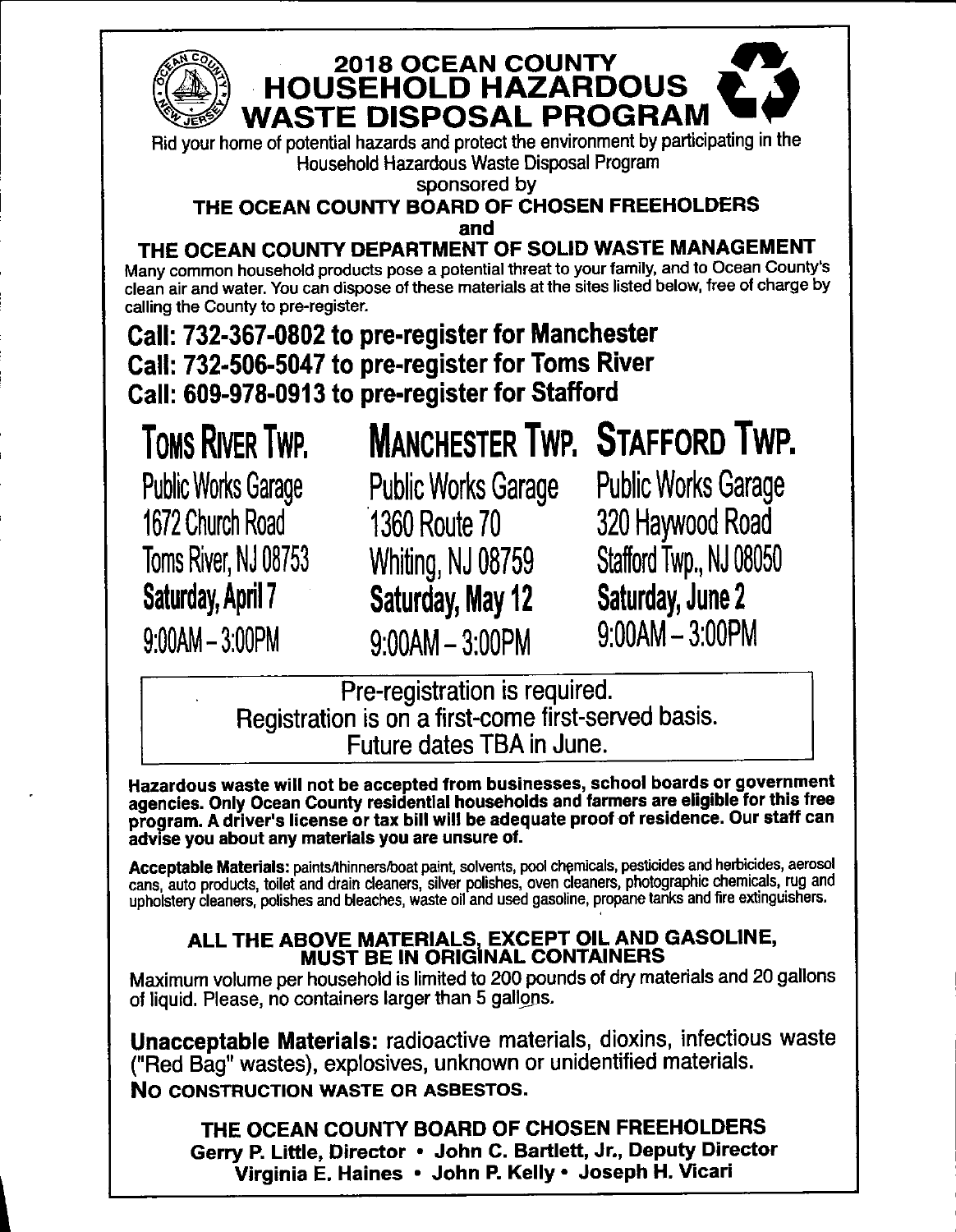# 2018 OCEAN COUNTY HOUSEHOLD HAZARDOUS WASTE DISPOSAL PROGRAM

Rid your home of potential hazards and protect the environment by participating in the Household Hazardous Waste Disposal Program

sponsored by

**THE OCEAN COUNTY BOARD OF CHOSEN FREEHOLDERS**

**and**

**THE OCEAN COUNTY DEPARTMENT OF SOLID WASTE MANAGEMENT**

Many common household products pose a potential threat to your family, and to Ocean County's clean air and water. You can dispose of these materials at the sites listed below, free of charge by calling the County to pre-register.

## Call: 732-367-0802 to pre-register for Manchester
## Call: 732-506-5047 to pre-register for Toms River
## Call: 609-978-0913 to pre-register for Stafford

| TOMS RIVER TWP. | MANCHESTER TWP. | STAFFORD TWP. |
|---|---|---|
| Public Works Garage | Public Works Garage | Public Works Garage |
| 1672 Church Road | 1360 Route 70 | 320 Haywood Road |
| Toms River, NJ 08753 | Whiting, NJ 08759 | Stafford Twp., NJ 08050 |
| **Saturday, April 7** | **Saturday, May 12** | **Saturday, June 2** |
| 9:00AM – 3:00PM | 9:00AM – 3:00PM | 9:00AM – 3:00PM |

Pre-registration is required.
Registration is on a first-come first-served basis.
Future dates TBA in June.

**Hazardous waste will not be accepted from businesses, school boards or government agencies. Only Ocean County residential households and farmers are eligible for this free program. A driver's license or tax bill will be adequate proof of residence. Our staff can advise you about any materials you are unsure of.**

**Acceptable Materials:** paints/thinners/boat paint, solvents, pool chemicals, pesticides and herbicides, aerosol cans, auto products, toilet and drain cleaners, silver polishes, oven cleaners, photographic chemicals, rug and upholstery cleaners, polishes and bleaches, waste oil and used gasoline, propane tanks and fire extinguishers.

**ALL THE ABOVE MATERIALS, EXCEPT OIL AND GASOLINE, MUST BE IN ORIGINAL CONTAINERS**

Maximum volume per household is limited to 200 pounds of dry materials and 20 gallons of liquid. Please, no containers larger than 5 gallons.

**Unacceptable Materials:** radioactive materials, dioxins, infectious waste ("Red Bag" wastes), explosives, unknown or unidentified materials.

**NO CONSTRUCTION WASTE OR ASBESTOS.**

**THE OCEAN COUNTY BOARD OF CHOSEN FREEHOLDERS**
**Gerry P. Little, Director • John C. Bartlett, Jr., Deputy Director**
**Virginia E. Haines • John P. Kelly • Joseph H. Vicari**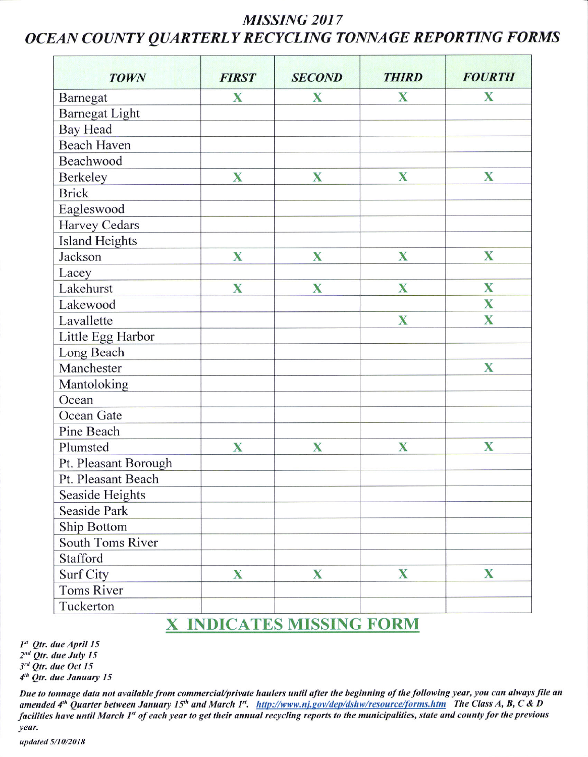# *MISSING 2017*

## *OCEAN COUNTY QUARTERLY RECYCLING TONNAGE REPORTING FORMS*

| *TOWN* | *FIRST* | *SECOND* | *THIRD* | *FOURTH* |
|---|---|---|---|---|
| Barnegat | X | X | X | X |
| Barnegat Light | | | | |
| Bay Head | | | | |
| Beach Haven | | | | |
| Beachwood | | | | |
| Berkeley | X | X | X | X |
| Brick | | | | |
| Eagleswood | | | | |
| Harvey Cedars | | | | |
| Island Heights | | | | |
| Jackson | X | X | X | X |
| Lacey | | | | |
| Lakehurst | X | X | X | X |
| Lakewood | | | | X |
| Lavallette | | | X | X |
| Little Egg Harbor | | | | |
| Long Beach | | | | |
| Manchester | | | | X |
| Mantoloking | | | | |
| Ocean | | | | |
| Ocean Gate | | | | |
| Pine Beach | | | | |
| Plumsted | X | X | X | X |
| Pt. Pleasant Borough | | | | |
| Pt. Pleasant Beach | | | | |
| Seaside Heights | | | | |
| Seaside Park | | | | |
| Ship Bottom | | | | |
| South Toms River | | | | |
| Stafford | | | | |
| Surf City | X | X | X | X |
| Toms River | | | | |
| Tuckerton | | | | |

## X INDICATES MISSING FORM

*1st Qtr. due April 15*
*2nd Qtr. due July 15*
*3rd Qtr. due Oct 15*
*4th Qtr. due January 15*

***Due to tonnage data not available from commercial/private haulers until after the beginning of the following year, you can always file an amended 4th Quarter between January 15th and March 1st. http://www.nj.gov/dep/dshw/resource/forms.htm The Class A, B, C & D facilities have until March 1st of each year to get their annual recycling reports to the municipalities, state and county for the previous year.***

*updated 5/10/2018*